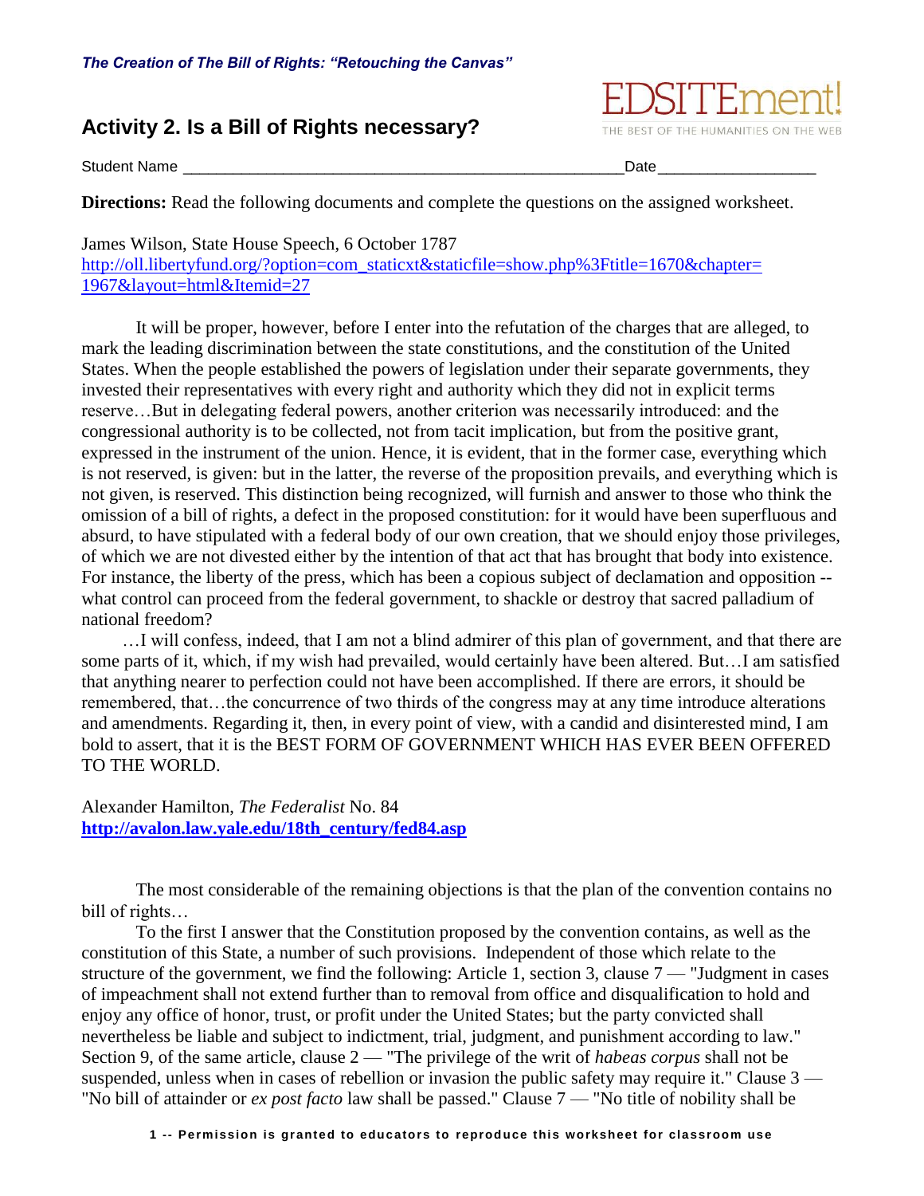*The Creation of The Bill of Rights: "Retouching the Canvas"*

## Activity 2. Is a Bill of Rights necessary?

EDSITEment! THE BEST OF THE HUMANITIES ON THE WEB

Student Name ____________________________________________________Date__________________

**Directions:** Read the following documents and complete the questions on the assigned worksheet.

James Wilson, State House Speech, 6 October 1787
http://oll.libertyfund.org/?option=com_staticxt&staticfile=show.php%3Ftitle=1670&chapter=1967&layout=html&Itemid=27

It will be proper, however, before I enter into the refutation of the charges that are alleged, to mark the leading discrimination between the state constitutions, and the constitution of the United States. When the people established the powers of legislation under their separate governments, they invested their representatives with every right and authority which they did not in explicit terms reserve…But in delegating federal powers, another criterion was necessarily introduced: and the congressional authority is to be collected, not from tacit implication, but from the positive grant, expressed in the instrument of the union. Hence, it is evident, that in the former case, everything which is not reserved, is given: but in the latter, the reverse of the proposition prevails, and everything which is not given, is reserved. This distinction being recognized, will furnish and answer to those who think the omission of a bill of rights, a defect in the proposed constitution: for it would have been superfluous and absurd, to have stipulated with a federal body of our own creation, that we should enjoy those privileges, of which we are not divested either by the intention of that act that has brought that body into existence. For instance, the liberty of the press, which has been a copious subject of declamation and opposition -- what control can proceed from the federal government, to shackle or destroy that sacred palladium of national freedom?

…I will confess, indeed, that I am not a blind admirer of this plan of government, and that there are some parts of it, which, if my wish had prevailed, would certainly have been altered. But…I am satisfied that anything nearer to perfection could not have been accomplished. If there are errors, it should be remembered, that…the concurrence of two thirds of the congress may at any time introduce alterations and amendments. Regarding it, then, in every point of view, with a candid and disinterested mind, I am bold to assert, that it is the BEST FORM OF GOVERNMENT WHICH HAS EVER BEEN OFFERED TO THE WORLD.

Alexander Hamilton, *The Federalist* No. 84
**http://avalon.law.yale.edu/18th_century/fed84.asp**

The most considerable of the remaining objections is that the plan of the convention contains no bill of rights…

To the first I answer that the Constitution proposed by the convention contains, as well as the constitution of this State, a number of such provisions. Independent of those which relate to the structure of the government, we find the following: Article 1, section 3, clause 7 — "Judgment in cases of impeachment shall not extend further than to removal from office and disqualification to hold and enjoy any office of honor, trust, or profit under the United States; but the party convicted shall nevertheless be liable and subject to indictment, trial, judgment, and punishment according to law." Section 9, of the same article, clause 2 — "The privilege of the writ of *habeas corpus* shall not be suspended, unless when in cases of rebellion or invasion the public safety may require it." Clause 3 — "No bill of attainder or *ex post facto* law shall be passed." Clause 7 — "No title of nobility shall be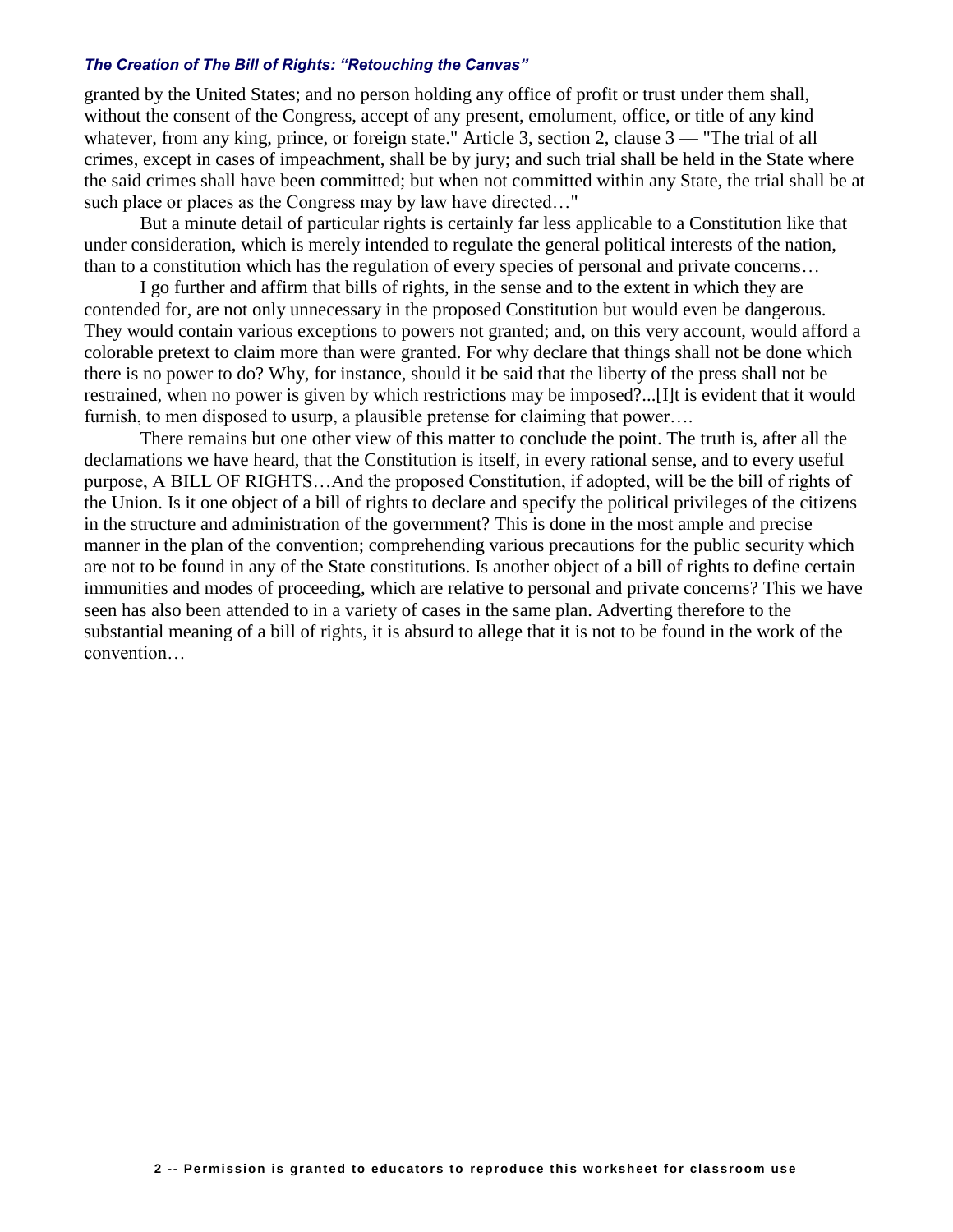granted by the United States; and no person holding any office of profit or trust under them shall, without the consent of the Congress, accept of any present, emolument, office, or title of any kind whatever, from any king, prince, or foreign state." Article 3, section 2, clause 3 — "The trial of all crimes, except in cases of impeachment, shall be by jury; and such trial shall be held in the State where the said crimes shall have been committed; but when not committed within any State, the trial shall be at such place or places as the Congress may by law have directed…"

But a minute detail of particular rights is certainly far less applicable to a Constitution like that under consideration, which is merely intended to regulate the general political interests of the nation, than to a constitution which has the regulation of every species of personal and private concerns…

I go further and affirm that bills of rights, in the sense and to the extent in which they are contended for, are not only unnecessary in the proposed Constitution but would even be dangerous. They would contain various exceptions to powers not granted; and, on this very account, would afford a colorable pretext to claim more than were granted. For why declare that things shall not be done which there is no power to do? Why, for instance, should it be said that the liberty of the press shall not be restrained, when no power is given by which restrictions may be imposed?...[I]t is evident that it would furnish, to men disposed to usurp, a plausible pretense for claiming that power….

There remains but one other view of this matter to conclude the point. The truth is, after all the declamations we have heard, that the Constitution is itself, in every rational sense, and to every useful purpose, A BILL OF RIGHTS…And the proposed Constitution, if adopted, will be the bill of rights of the Union. Is it one object of a bill of rights to declare and specify the political privileges of the citizens in the structure and administration of the government? This is done in the most ample and precise manner in the plan of the convention; comprehending various precautions for the public security which are not to be found in any of the State constitutions. Is another object of a bill of rights to define certain immunities and modes of proceeding, which are relative to personal and private concerns? This we have seen has also been attended to in a variety of cases in the same plan. Adverting therefore to the substantial meaning of a bill of rights, it is absurd to allege that it is not to be found in the work of the convention…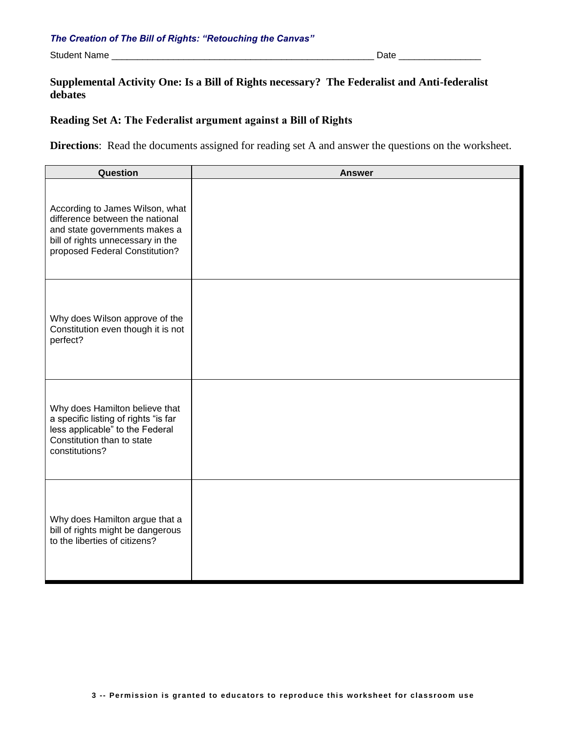*The Creation of The Bill of Rights: "Retouching the Canvas"*

Student Name ___________________________________________________ Date _______________

## Supplemental Activity One: Is a Bill of Rights necessary? The Federalist and Anti-federalist debates

### Reading Set A: The Federalist argument against a Bill of Rights

**Directions**: Read the documents assigned for reading set A and answer the questions on the worksheet.

| Question | Answer |
| --- | --- |
| According to James Wilson, what difference between the national and state governments makes a bill of rights unnecessary in the proposed Federal Constitution? | |
| Why does Wilson approve of the Constitution even though it is not perfect? | |
| Why does Hamilton believe that a specific listing of rights "is far less applicable" to the Federal Constitution than to state constitutions? | |
| Why does Hamilton argue that a bill of rights might be dangerous to the liberties of citizens? | |

Permission is granted to educators to reproduce this worksheet for classroom use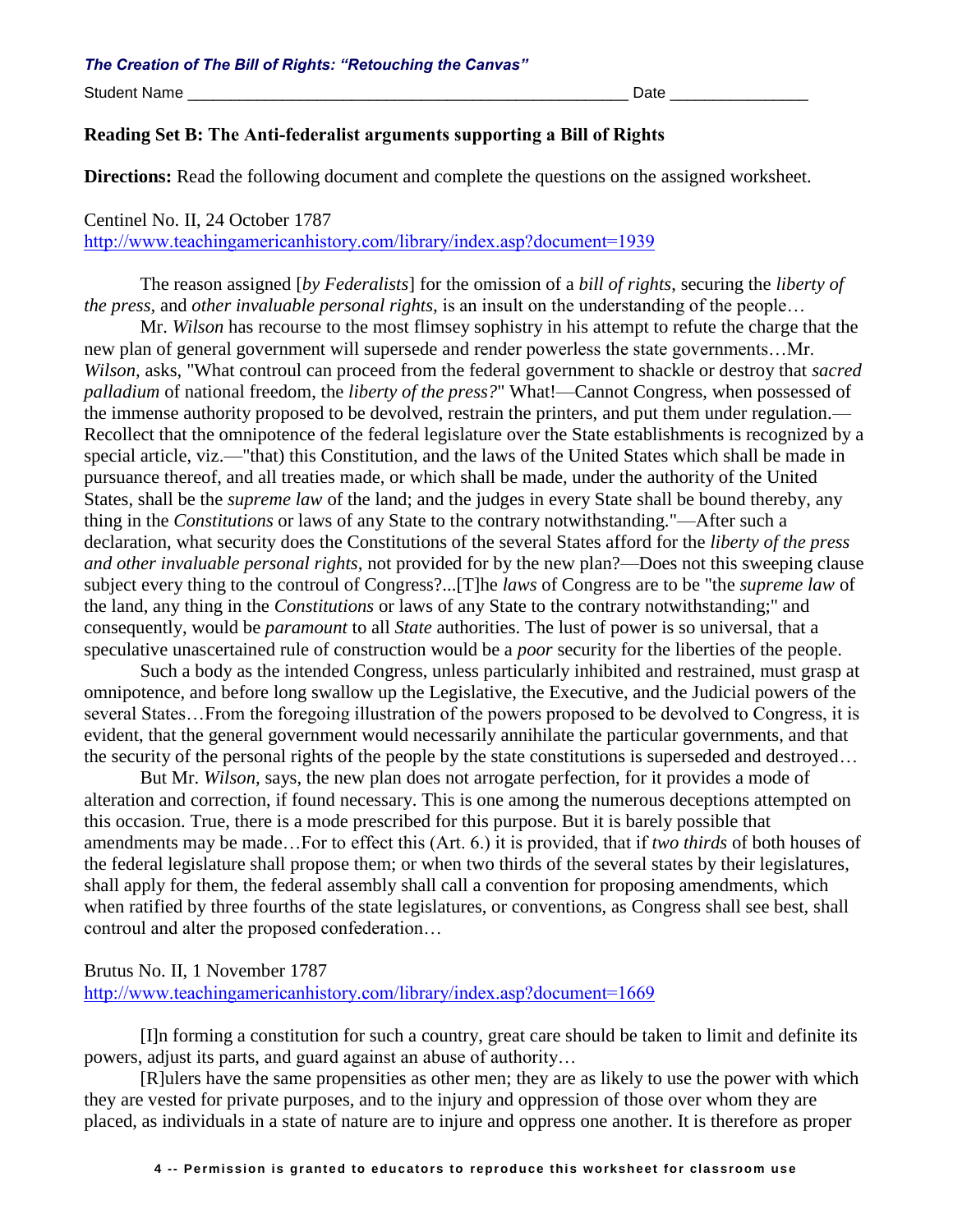*The Creation of The Bill of Rights: "Retouching the Canvas"*

Student Name ________________________________________________ Date _______________

**Reading Set B: The Anti-federalist arguments supporting a Bill of Rights**

**Directions:** Read the following document and complete the questions on the assigned worksheet.

Centinel No. II, 24 October 1787
http://www.teachingamericanhistory.com/library/index.asp?document=1939

The reason assigned [*by Federalists*] for the omission of a *bill of rights*, securing the *liberty of the press*, and *other invaluable personal rights*, is an insult on the understanding of the people…

Mr. *Wilson* has recourse to the most flimsey sophistry in his attempt to refute the charge that the new plan of general government will supersede and render powerless the state governments…Mr. *Wilson*, asks, "What controul can proceed from the federal government to shackle or destroy that *sacred palladium* of national freedom, the *liberty of the press?*" What!—Cannot Congress, when possessed of the immense authority proposed to be devolved, restrain the printers, and put them under regulation.—Recollect that the omnipotence of the federal legislature over the State establishments is recognized by a special article, viz.—"that) this Constitution, and the laws of the United States which shall be made in pursuance thereof, and all treaties made, or which shall be made, under the authority of the United States, shall be the *supreme law* of the land; and the judges in every State shall be bound thereby, any thing in the *Constitutions* or laws of any State to the contrary notwithstanding."—After such a declaration, what security does the Constitutions of the several States afford for the *liberty of the press and other invaluable personal rights*, not provided for by the new plan?—Does not this sweeping clause subject every thing to the controul of Congress?...[T]he *laws* of Congress are to be "the *supreme law* of the land, any thing in the *Constitutions* or laws of any State to the contrary notwithstanding;" and consequently, would be *paramount* to all *State* authorities. The lust of power is so universal, that a speculative unascertained rule of construction would be a *poor* security for the liberties of the people.

Such a body as the intended Congress, unless particularly inhibited and restrained, must grasp at omnipotence, and before long swallow up the Legislative, the Executive, and the Judicial powers of the several States…From the foregoing illustration of the powers proposed to be devolved to Congress, it is evident, that the general government would necessarily annihilate the particular governments, and that the security of the personal rights of the people by the state constitutions is superseded and destroyed…

But Mr. *Wilson*, says, the new plan does not arrogate perfection, for it provides a mode of alteration and correction, if found necessary. This is one among the numerous deceptions attempted on this occasion. True, there is a mode prescribed for this purpose. But it is barely possible that amendments may be made…For to effect this (Art. 6.) it is provided, that if *two thirds* of both houses of the federal legislature shall propose them; or when two thirds of the several states by their legislatures, shall apply for them, the federal assembly shall call a convention for proposing amendments, which when ratified by three fourths of the state legislatures, or conventions, as Congress shall see best, shall controul and alter the proposed confederation…

Brutus No. II, 1 November 1787
http://www.teachingamericanhistory.com/library/index.asp?document=1669

[I]n forming a constitution for such a country, great care should be taken to limit and definite its powers, adjust its parts, and guard against an abuse of authority…

[R]ulers have the same propensities as other men; they are as likely to use the power with which they are vested for private purposes, and to the injury and oppression of those over whom they are placed, as individuals in a state of nature are to injure and oppress one another. It is therefore as proper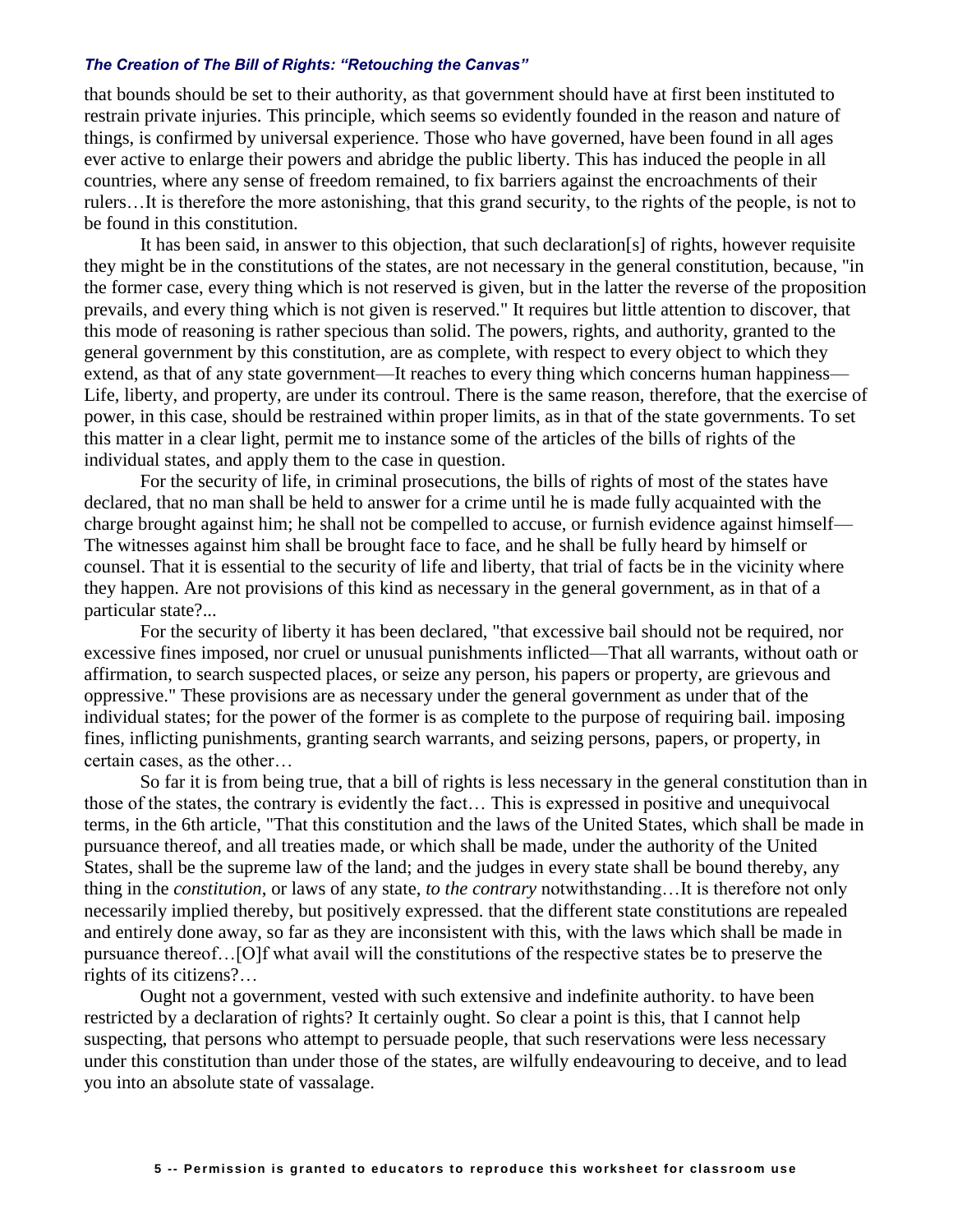that bounds should be set to their authority, as that government should have at first been instituted to restrain private injuries. This principle, which seems so evidently founded in the reason and nature of things, is confirmed by universal experience. Those who have governed, have been found in all ages ever active to enlarge their powers and abridge the public liberty. This has induced the people in all countries, where any sense of freedom remained, to fix barriers against the encroachments of their rulers…It is therefore the more astonishing, that this grand security, to the rights of the people, is not to be found in this constitution.

It has been said, in answer to this objection, that such declaration[s] of rights, however requisite they might be in the constitutions of the states, are not necessary in the general constitution, because, "in the former case, every thing which is not reserved is given, but in the latter the reverse of the proposition prevails, and every thing which is not given is reserved." It requires but little attention to discover, that this mode of reasoning is rather specious than solid. The powers, rights, and authority, granted to the general government by this constitution, are as complete, with respect to every object to which they extend, as that of any state government—It reaches to every thing which concerns human happiness—Life, liberty, and property, are under its controul. There is the same reason, therefore, that the exercise of power, in this case, should be restrained within proper limits, as in that of the state governments. To set this matter in a clear light, permit me to instance some of the articles of the bills of rights of the individual states, and apply them to the case in question.

For the security of life, in criminal prosecutions, the bills of rights of most of the states have declared, that no man shall be held to answer for a crime until he is made fully acquainted with the charge brought against him; he shall not be compelled to accuse, or furnish evidence against himself—The witnesses against him shall be brought face to face, and he shall be fully heard by himself or counsel. That it is essential to the security of life and liberty, that trial of facts be in the vicinity where they happen. Are not provisions of this kind as necessary in the general government, as in that of a particular state?...

For the security of liberty it has been declared, "that excessive bail should not be required, nor excessive fines imposed, nor cruel or unusual punishments inflicted—That all warrants, without oath or affirmation, to search suspected places, or seize any person, his papers or property, are grievous and oppressive." These provisions are as necessary under the general government as under that of the individual states; for the power of the former is as complete to the purpose of requiring bail. imposing fines, inflicting punishments, granting search warrants, and seizing persons, papers, or property, in certain cases, as the other…

So far it is from being true, that a bill of rights is less necessary in the general constitution than in those of the states, the contrary is evidently the fact… This is expressed in positive and unequivocal terms, in the 6th article, "That this constitution and the laws of the United States, which shall be made in pursuance thereof, and all treaties made, or which shall be made, under the authority of the United States, shall be the supreme law of the land; and the judges in every state shall be bound thereby, any thing in the *constitution*, or laws of any state, *to the contrary* notwithstanding…It is therefore not only necessarily implied thereby, but positively expressed. that the different state constitutions are repealed and entirely done away, so far as they are inconsistent with this, with the laws which shall be made in pursuance thereof…[O]f what avail will the constitutions of the respective states be to preserve the rights of its citizens?…

Ought not a government, vested with such extensive and indefinite authority. to have been restricted by a declaration of rights? It certainly ought. So clear a point is this, that I cannot help suspecting, that persons who attempt to persuade people, that such reservations were less necessary under this constitution than under those of the states, are wilfully endeavouring to deceive, and to lead you into an absolute state of vassalage.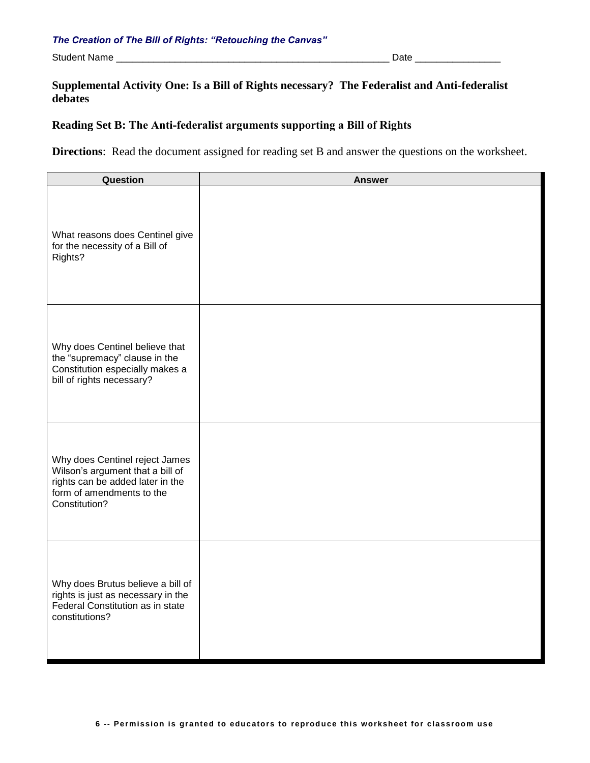*The Creation of The Bill of Rights: "Retouching the Canvas"*

Student Name ____________________________________________________ Date ________________

**Supplemental Activity One: Is a Bill of Rights necessary? The Federalist and Anti-federalist debates**

**Reading Set B: The Anti-federalist arguments supporting a Bill of Rights**

**Directions**: Read the document assigned for reading set B and answer the questions on the worksheet.

| Question | Answer |
| --- | --- |
| What reasons does Centinel give for the necessity of a Bill of Rights? | |
| Why does Centinel believe that the "supremacy" clause in the Constitution especially makes a bill of rights necessary? | |
| Why does Centinel reject James Wilson's argument that a bill of rights can be added later in the form of amendments to the Constitution? | |
| Why does Brutus believe a bill of rights is just as necessary in the Federal Constitution as in state constitutions? | |

Permission is granted to educators to reproduce this worksheet for classroom use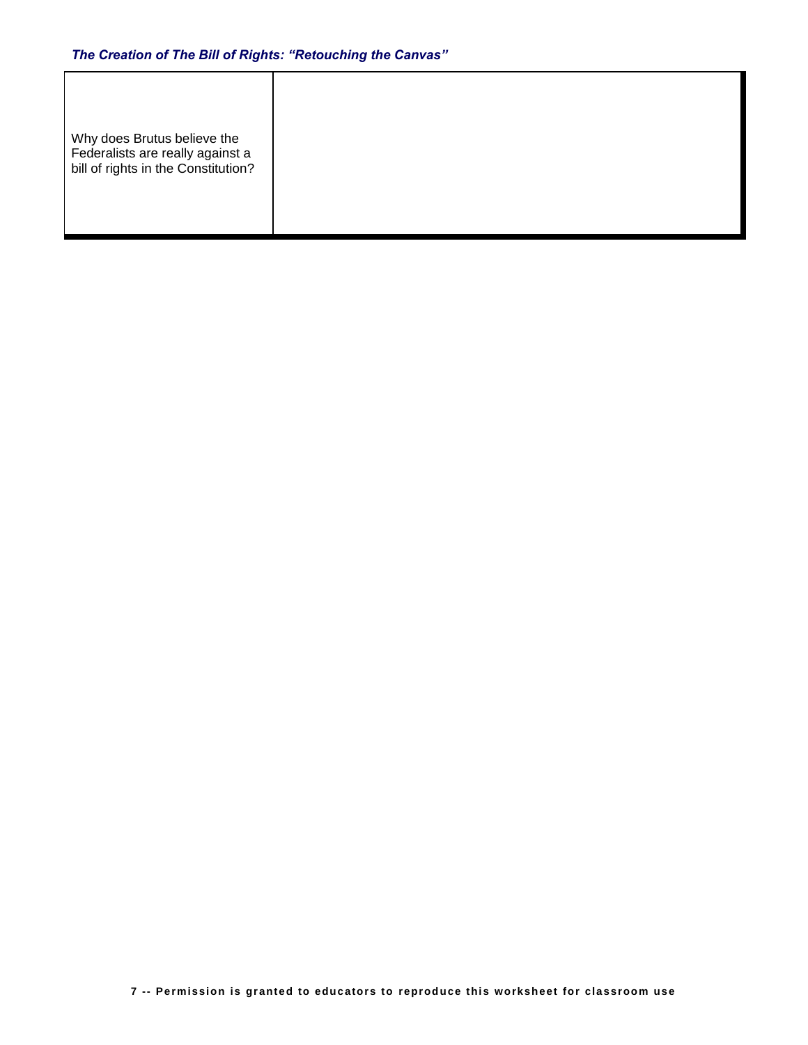| | |
|---|---|
| Why does Brutus believe the Federalists are really against a bill of rights in the Constitution? | |